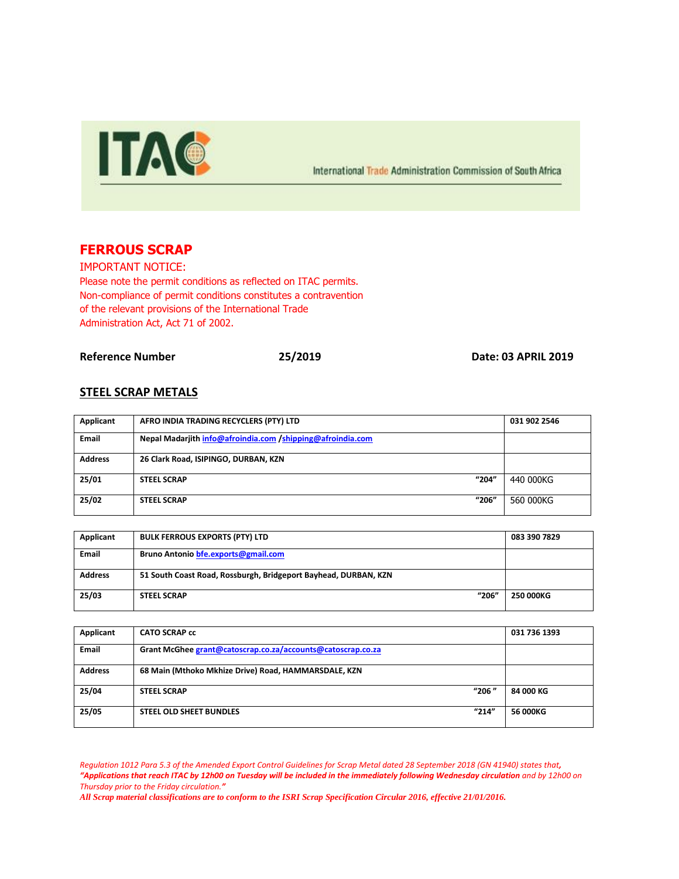ITAC

International Trade Administration Commission of South Africa

# FERROUS SCRAP

IMPORTANT NOTICE:
Please note the permit conditions as reflected on ITAC permits. Non-compliance of permit conditions constitutes a contravention of the relevant provisions of the International Trade Administration Act, Act 71 of 2002.

**Reference Number** **25/2019** **Date: 03 APRIL 2019**

## STEEL SCRAP METALS

| Applicant | AFRO INDIA TRADING RECYCLERS (PTY) LTD | | 031 902 2546 |
|---|---|---|---|
| Email | Nepal Madarjith info@afroindia.com /shipping@afroindia.com | | |
| Address | 26 Clark Road, ISIPINGO, DURBAN, KZN | | |
| 25/01 | STEEL SCRAP | "204" | 440 000KG |
| 25/02 | STEEL SCRAP | "206" | 560 000KG |

| Applicant | BULK FERROUS EXPORTS (PTY) LTD | | 083 390 7829 |
|---|---|---|---|
| Email | Bruno Antonio bfe.exports@gmail.com | | |
| Address | 51 South Coast Road, Rossburgh, Bridgeport Bayhead, DURBAN, KZN | | |
| 25/03 | STEEL SCRAP | "206" | 250 000KG |

| Applicant | CATO SCRAP cc | | 031 736 1393 |
|---|---|---|---|
| Email | Grant McGhee grant@catoscrap.co.za/accounts@catoscrap.co.za | | |
| Address | 68 Main (Mthoko Mkhize Drive) Road, HAMMARSDALE, KZN | | |
| 25/04 | STEEL SCRAP | "206 " | 84 000 KG |
| 25/05 | STEEL OLD SHEET BUNDLES | "214" | 56 000KG |

*Regulation 1012 Para 5.3 of the Amended Export Control Guidelines for Scrap Metal dated 28 September 2018 (GN 41940) states that,* ***"Applications that reach ITAC by 12h00 on Tuesday will be included in the immediately following Wednesday circulation*** *and by 12h00 on Thursday prior to the Friday circulation."*

***All Scrap material classifications are to conform to the ISRI Scrap Specification Circular 2016, effective 21/01/2016.***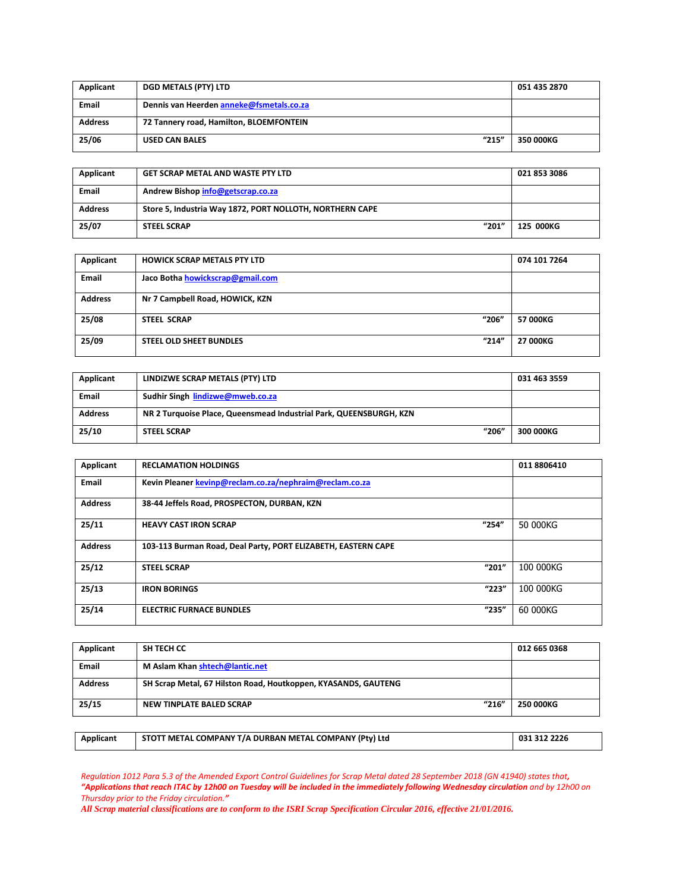| Applicant | DGD METALS (PTY) LTD | | 051 435 2870 |
|---|---|---|---|
| Email | Dennis van Heerden anneke@fsmetals.co.za | | |
| Address | 72 Tannery road, Hamilton, BLOEMFONTEIN | | |
| 25/06 | USED CAN BALES | "215" | 350 000KG |

| Applicant | GET SCRAP METAL AND WASTE PTY LTD | | 021 853 3086 |
|---|---|---|---|
| Email | Andrew Bishop info@getscrap.co.za | | |
| Address | Store 5, Industria Way 1872, PORT NOLLOTH, NORTHERN CAPE | | |
| 25/07 | STEEL SCRAP | "201" | 125 000KG |

| Applicant | HOWICK SCRAP METALS PTY LTD | | 074 101 7264 |
|---|---|---|---|
| Email | Jaco Botha howickscrap@gmail.com | | |
| Address | Nr 7 Campbell Road, HOWICK, KZN | | |
| 25/08 | STEEL SCRAP | "206" | 57 000KG |
| 25/09 | STEEL OLD SHEET BUNDLES | "214" | 27 000KG |

| Applicant | LINDIZWE SCRAP METALS (PTY) LTD | | 031 463 3559 |
|---|---|---|---|
| Email | Sudhir Singh lindizwe@mweb.co.za | | |
| Address | NR 2 Turquoise Place, Queensmead Industrial Park, QUEENSBURGH, KZN | | |
| 25/10 | STEEL SCRAP | "206" | 300 000KG |

| Applicant | RECLAMATION HOLDINGS | | 011 8806410 |
|---|---|---|---|
| Email | Kevin Pleaner kevinp@reclam.co.za/nephraim@reclam.co.za | | |
| Address | 38-44 Jeffels Road, PROSPECTON, DURBAN, KZN | | |
| 25/11 | HEAVY CAST IRON SCRAP | "254" | 50 000KG |
| Address | 103-113 Burman Road, Deal Party, PORT ELIZABETH, EASTERN CAPE | | |
| 25/12 | STEEL SCRAP | "201" | 100 000KG |
| 25/13 | IRON BORINGS | "223" | 100 000KG |
| 25/14 | ELECTRIC FURNACE BUNDLES | "235" | 60 000KG |

| Applicant | SH TECH CC | | 012 665 0368 |
|---|---|---|---|
| Email | M Aslam Khan shtech@lantic.net | | |
| Address | SH Scrap Metal, 67 Hilston Road, Houtkoppen, KYASANDS, GAUTENG | | |
| 25/15 | NEW TINPLATE BALED SCRAP | "216" | 250 000KG |

| Applicant | STOTT METAL COMPANY T/A DURBAN METAL COMPANY (Pty) Ltd | 031 312 2226 |
|---|---|---|

*Regulation 1012 Para 5.3 of the Amended Export Control Guidelines for Scrap Metal dated 28 September 2018 (GN 41940) states that, **"Applications that reach ITAC by 12h00 on Tuesday will be included in the immediately following Wednesday circulation** and by 12h00 on Thursday prior to the Friday circulation."*

***All Scrap material classifications are to conform to the ISRI Scrap Specification Circular 2016, effective 21/01/2016.***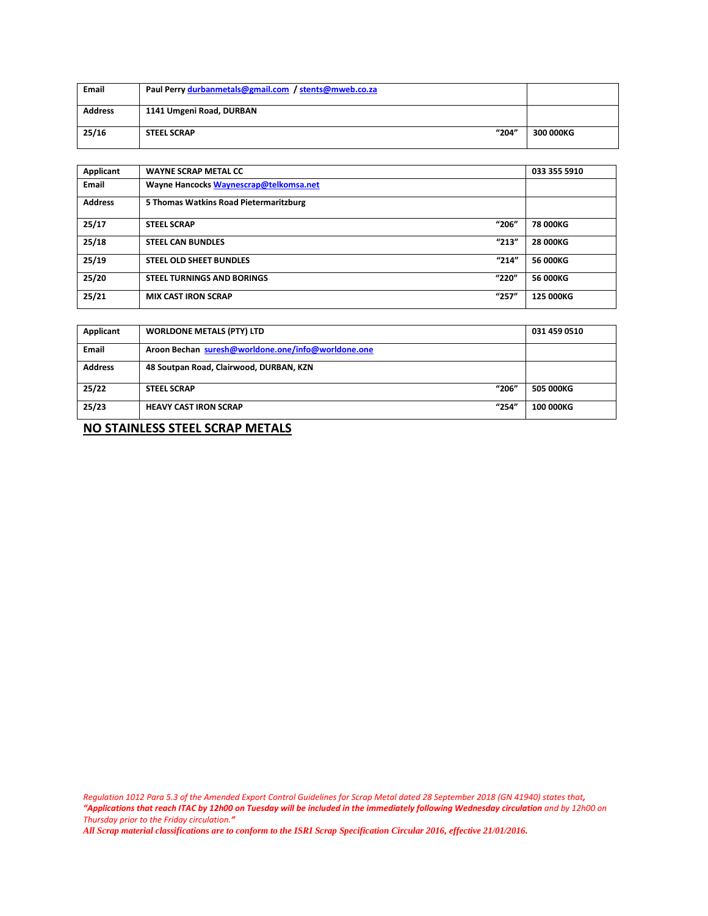| | | | |
|---|---|---|---|
| **Email** | **Paul Perry durbanmetals@gmail.com / stents@mweb.co.za** | | |
| **Address** | **1141 Umgeni Road, DURBAN** | | |
| **25/16** | **STEEL SCRAP** | **"204"** | **300 000KG** |

| | | | |
|---|---|---|---|
| **Applicant** | **WAYNE SCRAP METAL CC** | | **033 355 5910** |
| **Email** | **Wayne Hancocks Waynescrap@telkomsa.net** | | |
| **Address** | **5 Thomas Watkins Road Pietermaritzburg** | | |
| **25/17** | **STEEL SCRAP** | **"206"** | **78 000KG** |
| **25/18** | **STEEL CAN BUNDLES** | **"213"** | **28 000KG** |
| **25/19** | **STEEL OLD SHEET BUNDLES** | **"214"** | **56 000KG** |
| **25/20** | **STEEL TURNINGS AND BORINGS** | **"220"** | **56 000KG** |
| **25/21** | **MIX CAST IRON SCRAP** | **"257"** | **125 000KG** |

| | | | |
|---|---|---|---|
| **Applicant** | **WORLDONE METALS (PTY) LTD** | | **031 459 0510** |
| **Email** | **Aroon Bechan suresh@worldone.one/info@worldone.one** | | |
| **Address** | **48 Soutpan Road, Clairwood, DURBAN, KZN** | | |
| **25/22** | **STEEL SCRAP** | **"206"** | **505 000KG** |
| **25/23** | **HEAVY CAST IRON SCRAP** | **"254"** | **100 000KG** |

**NO STAINLESS STEEL SCRAP METALS**

*Regulation 1012 Para 5.3 of the Amended Export Control Guidelines for Scrap Metal dated 28 September 2018 (GN 41940) states that,* ***"Applications that reach ITAC by 12h00 on Tuesday will be included in the immediately following Wednesday circulation*** *and by 12h00 on Thursday prior to the Friday circulation."*

***All Scrap material classifications are to conform to the ISRI Scrap Specification Circular 2016, effective 21/01/2016.***